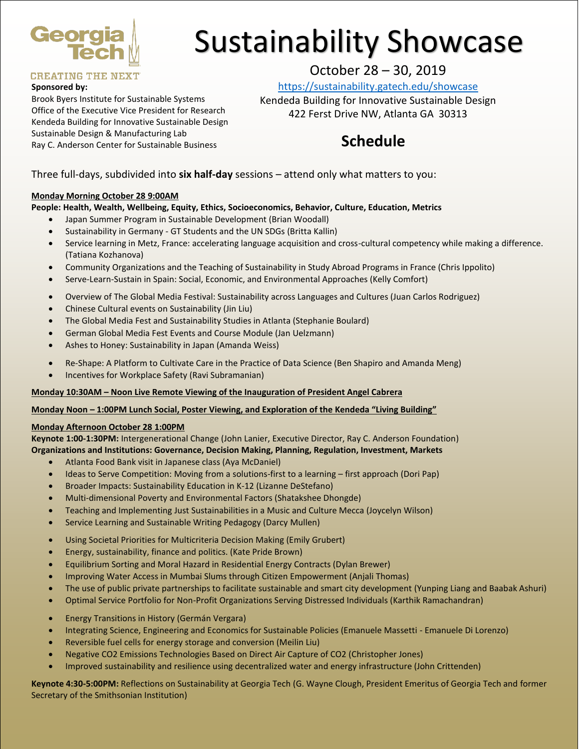Georgia Tech

CREATING THE NEXT

**Sponsored by:**

Brook Byers Institute for Sustainable Systems
Office of the Executive Vice President for Research
Kendeda Building for Innovative Sustainable Design
Sustainable Design & Manufacturing Lab
Ray C. Anderson Center for Sustainable Business

# Sustainability Showcase

October 28 – 30, 2019

https://sustainability.gatech.edu/showcase

Kendeda Building for Innovative Sustainable Design
422 Ferst Drive NW, Atlanta GA 30313

## Schedule

Three full-days, subdivided into **six half-day** sessions – attend only what matters to you:

**Monday Morning October 28 9:00AM**

**People: Health, Wealth, Wellbeing, Equity, Ethics, Socioeconomics, Behavior, Culture, Education, Metrics**

- Japan Summer Program in Sustainable Development (Brian Woodall)
- Sustainability in Germany - GT Students and the UN SDGs (Britta Kallin)
- Service learning in Metz, France: accelerating language acquisition and cross-cultural competency while making a difference. (Tatiana Kozhanova)
- Community Organizations and the Teaching of Sustainability in Study Abroad Programs in France (Chris Ippolito)
- Serve-Learn-Sustain in Spain: Social, Economic, and Environmental Approaches (Kelly Comfort)

- Overview of The Global Media Festival: Sustainability across Languages and Cultures (Juan Carlos Rodriguez)
- Chinese Cultural events on Sustainability (Jin Liu)
- The Global Media Fest and Sustainability Studies in Atlanta (Stephanie Boulard)
- German Global Media Fest Events and Course Module (Jan Uelzmann)
- Ashes to Honey: Sustainability in Japan (Amanda Weiss)

- Re-Shape: A Platform to Cultivate Care in the Practice of Data Science (Ben Shapiro and Amanda Meng)
- Incentives for Workplace Safety (Ravi Subramanian)

**Monday 10:30AM – Noon Live Remote Viewing of the Inauguration of President Angel Cabrera**

**Monday Noon – 1:00PM Lunch Social, Poster Viewing, and Exploration of the Kendeda "Living Building"**

**Monday Afternoon October 28 1:00PM**

**Keynote 1:00-1:30PM:** Intergenerational Change (John Lanier, Executive Director, Ray C. Anderson Foundation)

**Organizations and Institutions: Governance, Decision Making, Planning, Regulation, Investment, Markets**

- Atlanta Food Bank visit in Japanese class (Aya McDaniel)
- Ideas to Serve Competition: Moving from a solutions-first to a learning – first approach (Dori Pap)
- Broader Impacts: Sustainability Education in K-12 (Lizanne DeStefano)
- Multi-dimensional Poverty and Environmental Factors (Shatakshee Dhongde)
- Teaching and Implementing Just Sustainabilities in a Music and Culture Mecca (Joycelyn Wilson)
- Service Learning and Sustainable Writing Pedagogy (Darcy Mullen)

- Using Societal Priorities for Multicriteria Decision Making (Emily Grubert)
- Energy, sustainability, finance and politics. (Kate Pride Brown)
- Equilibrium Sorting and Moral Hazard in Residential Energy Contracts (Dylan Brewer)
- Improving Water Access in Mumbai Slums through Citizen Empowerment (Anjali Thomas)
- The use of public private partnerships to facilitate sustainable and smart city development (Yunping Liang and Baabak Ashuri)
- Optimal Service Portfolio for Non-Profit Organizations Serving Distressed Individuals (Karthik Ramachandran)

- Energy Transitions in History (Germán Vergara)
- Integrating Science, Engineering and Economics for Sustainable Policies (Emanuele Massetti - Emanuele Di Lorenzo)
- Reversible fuel cells for energy storage and conversion (Meilin Liu)
- Negative CO2 Emissions Technologies Based on Direct Air Capture of CO2 (Christopher Jones)
- Improved sustainability and resilience using decentralized water and energy infrastructure (John Crittenden)

**Keynote 4:30-5:00PM:** Reflections on Sustainability at Georgia Tech (G. Wayne Clough, President Emeritus of Georgia Tech and former Secretary of the Smithsonian Institution)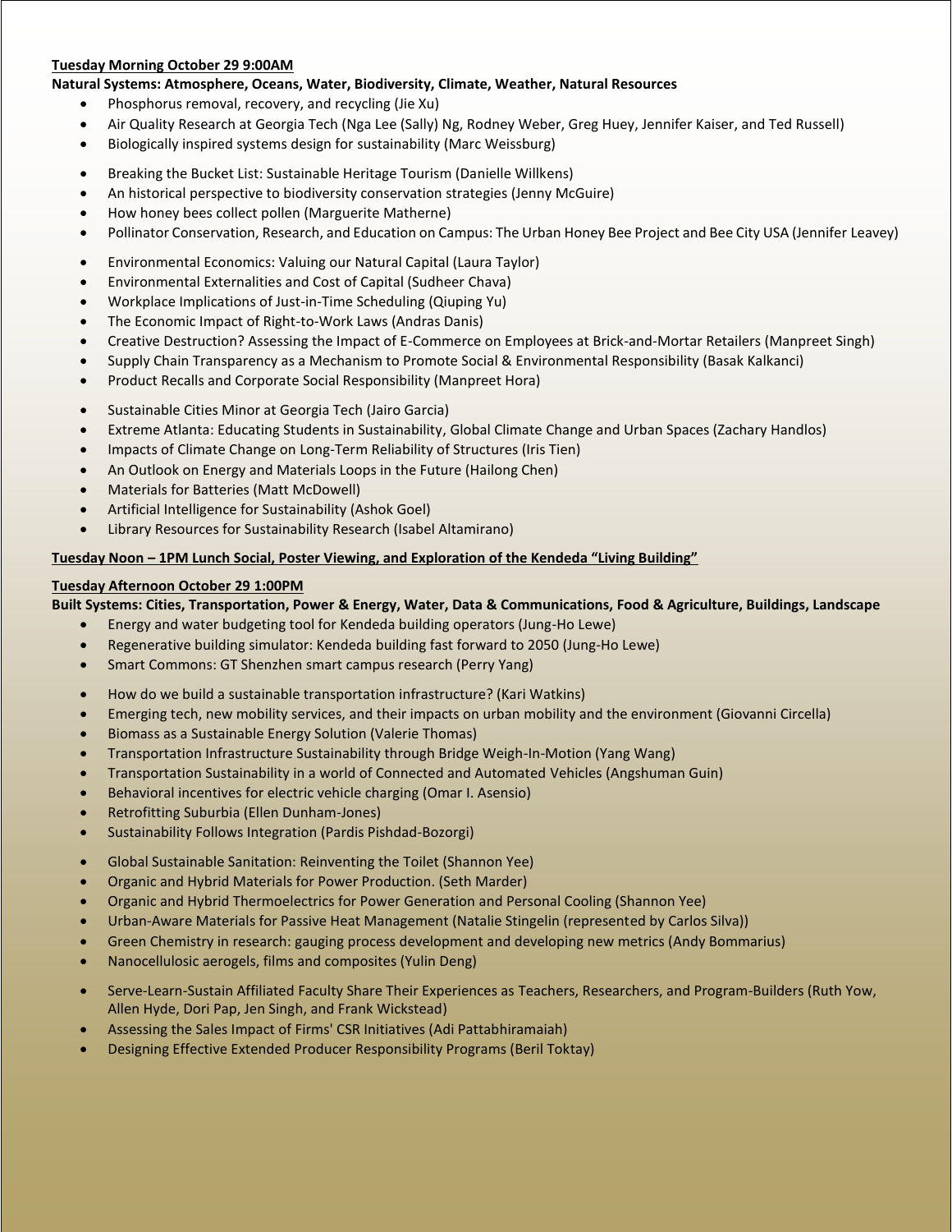**Tuesday Morning October 29 9:00AM**

**Natural Systems: Atmosphere, Oceans, Water, Biodiversity, Climate, Weather, Natural Resources**

- Phosphorus removal, recovery, and recycling (Jie Xu)
- Air Quality Research at Georgia Tech (Nga Lee (Sally) Ng, Rodney Weber, Greg Huey, Jennifer Kaiser, and Ted Russell)
- Biologically inspired systems design for sustainability (Marc Weissburg)

- Breaking the Bucket List: Sustainable Heritage Tourism (Danielle Willkens)
- An historical perspective to biodiversity conservation strategies (Jenny McGuire)
- How honey bees collect pollen (Marguerite Matherne)
- Pollinator Conservation, Research, and Education on Campus: The Urban Honey Bee Project and Bee City USA (Jennifer Leavey)

- Environmental Economics: Valuing our Natural Capital (Laura Taylor)
- Environmental Externalities and Cost of Capital (Sudheer Chava)
- Workplace Implications of Just-in-Time Scheduling (Qiuping Yu)
- The Economic Impact of Right-to-Work Laws (Andras Danis)
- Creative Destruction? Assessing the Impact of E-Commerce on Employees at Brick-and-Mortar Retailers (Manpreet Singh)
- Supply Chain Transparency as a Mechanism to Promote Social & Environmental Responsibility (Basak Kalkanci)
- Product Recalls and Corporate Social Responsibility (Manpreet Hora)

- Sustainable Cities Minor at Georgia Tech (Jairo Garcia)
- Extreme Atlanta: Educating Students in Sustainability, Global Climate Change and Urban Spaces (Zachary Handlos)
- Impacts of Climate Change on Long-Term Reliability of Structures (Iris Tien)
- An Outlook on Energy and Materials Loops in the Future (Hailong Chen)
- Materials for Batteries (Matt McDowell)
- Artificial Intelligence for Sustainability (Ashok Goel)
- Library Resources for Sustainability Research (Isabel Altamirano)

**Tuesday Noon – 1PM Lunch Social, Poster Viewing, and Exploration of the Kendeda "Living Building"**

**Tuesday Afternoon October 29 1:00PM**

**Built Systems: Cities, Transportation, Power & Energy, Water, Data & Communications, Food & Agriculture, Buildings, Landscape**

- Energy and water budgeting tool for Kendeda building operators (Jung-Ho Lewe)
- Regenerative building simulator: Kendeda building fast forward to 2050 (Jung-Ho Lewe)
- Smart Commons: GT Shenzhen smart campus research (Perry Yang)

- How do we build a sustainable transportation infrastructure? (Kari Watkins)
- Emerging tech, new mobility services, and their impacts on urban mobility and the environment (Giovanni Circella)
- Biomass as a Sustainable Energy Solution (Valerie Thomas)
- Transportation Infrastructure Sustainability through Bridge Weigh-In-Motion (Yang Wang)
- Transportation Sustainability in a world of Connected and Automated Vehicles (Angshuman Guin)
- Behavioral incentives for electric vehicle charging (Omar I. Asensio)
- Retrofitting Suburbia (Ellen Dunham-Jones)
- Sustainability Follows Integration (Pardis Pishdad-Bozorgi)

- Global Sustainable Sanitation: Reinventing the Toilet (Shannon Yee)
- Organic and Hybrid Materials for Power Production. (Seth Marder)
- Organic and Hybrid Thermoelectrics for Power Generation and Personal Cooling (Shannon Yee)
- Urban-Aware Materials for Passive Heat Management (Natalie Stingelin (represented by Carlos Silva))
- Green Chemistry in research: gauging process development and developing new metrics (Andy Bommarius)
- Nanocellulosic aerogels, films and composites (Yulin Deng)

- Serve-Learn-Sustain Affiliated Faculty Share Their Experiences as Teachers, Researchers, and Program-Builders (Ruth Yow, Allen Hyde, Dori Pap, Jen Singh, and Frank Wickstead)
- Assessing the Sales Impact of Firms' CSR Initiatives (Adi Pattabhiramaiah)
- Designing Effective Extended Producer Responsibility Programs (Beril Toktay)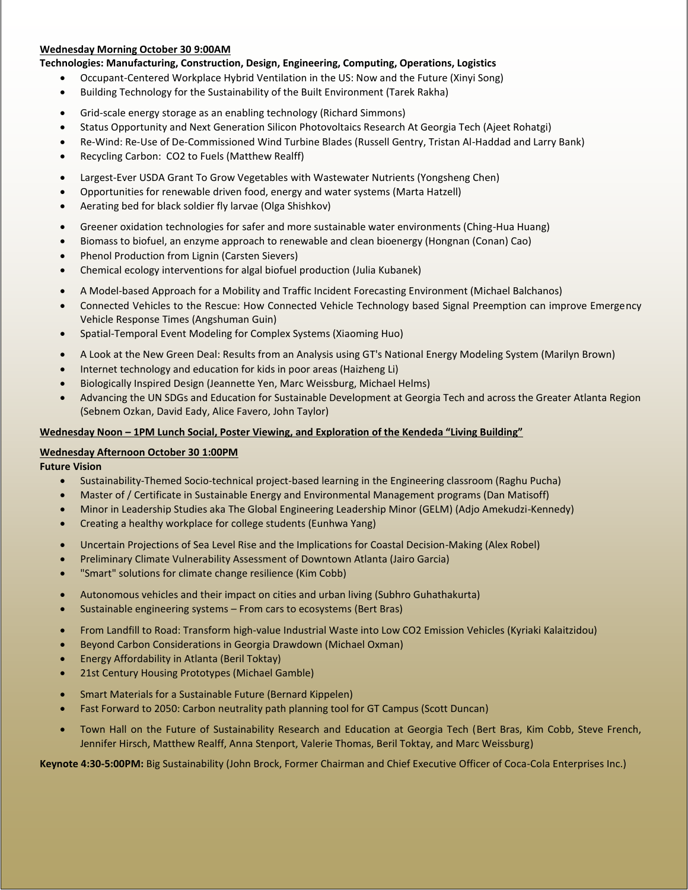**<u>Wednesday Morning October 30 9:00AM</u>**

**Technologies: Manufacturing, Construction, Design, Engineering, Computing, Operations, Logistics**

- Occupant-Centered Workplace Hybrid Ventilation in the US: Now and the Future (Xinyi Song)
- Building Technology for the Sustainability of the Built Environment (Tarek Rakha)

- Grid-scale energy storage as an enabling technology (Richard Simmons)
- Status Opportunity and Next Generation Silicon Photovoltaics Research At Georgia Tech (Ajeet Rohatgi)
- Re-Wind: Re-Use of De-Commissioned Wind Turbine Blades (Russell Gentry, Tristan Al-Haddad and Larry Bank)
- Recycling Carbon: CO2 to Fuels (Matthew Realff)

- Largest-Ever USDA Grant To Grow Vegetables with Wastewater Nutrients (Yongsheng Chen)
- Opportunities for renewable driven food, energy and water systems (Marta Hatzell)
- Aerating bed for black soldier fly larvae (Olga Shishkov)

- Greener oxidation technologies for safer and more sustainable water environments (Ching-Hua Huang)
- Biomass to biofuel, an enzyme approach to renewable and clean bioenergy (Hongnan (Conan) Cao)
- Phenol Production from Lignin (Carsten Sievers)
- Chemical ecology interventions for algal biofuel production (Julia Kubanek)

- A Model-based Approach for a Mobility and Traffic Incident Forecasting Environment (Michael Balchanos)
- Connected Vehicles to the Rescue: How Connected Vehicle Technology based Signal Preemption can improve Emergency Vehicle Response Times (Angshuman Guin)
- Spatial-Temporal Event Modeling for Complex Systems (Xiaoming Huo)

- A Look at the New Green Deal: Results from an Analysis using GT's National Energy Modeling System (Marilyn Brown)
- Internet technology and education for kids in poor areas (Haizheng Li)
- Biologically Inspired Design (Jeannette Yen, Marc Weissburg, Michael Helms)
- Advancing the UN SDGs and Education for Sustainable Development at Georgia Tech and across the Greater Atlanta Region (Sebnem Ozkan, David Eady, Alice Favero, John Taylor)

**<u>Wednesday Noon – 1PM Lunch Social, Poster Viewing, and Exploration of the Kendeda "Living Building"</u>**

**<u>Wednesday Afternoon October 30 1:00PM</u>**

**Future Vision**

- Sustainability-Themed Socio-technical project-based learning in the Engineering classroom (Raghu Pucha)
- Master of / Certificate in Sustainable Energy and Environmental Management programs (Dan Matisoff)
- Minor in Leadership Studies aka The Global Engineering Leadership Minor (GELM) (Adjo Amekudzi-Kennedy)
- Creating a healthy workplace for college students (Eunhwa Yang)

- Uncertain Projections of Sea Level Rise and the Implications for Coastal Decision-Making (Alex Robel)
- Preliminary Climate Vulnerability Assessment of Downtown Atlanta (Jairo Garcia)
- "Smart" solutions for climate change resilience (Kim Cobb)

- Autonomous vehicles and their impact on cities and urban living (Subhro Guhathakurta)
- Sustainable engineering systems – From cars to ecosystems (Bert Bras)

- From Landfill to Road: Transform high-value Industrial Waste into Low CO2 Emission Vehicles (Kyriaki Kalaitzidou)
- Beyond Carbon Considerations in Georgia Drawdown (Michael Oxman)
- Energy Affordability in Atlanta (Beril Toktay)
- 21st Century Housing Prototypes (Michael Gamble)

- Smart Materials for a Sustainable Future (Bernard Kippelen)
- Fast Forward to 2050: Carbon neutrality path planning tool for GT Campus (Scott Duncan)

- Town Hall on the Future of Sustainability Research and Education at Georgia Tech (Bert Bras, Kim Cobb, Steve French, Jennifer Hirsch, Matthew Realff, Anna Stenport, Valerie Thomas, Beril Toktay, and Marc Weissburg)

**Keynote 4:30-5:00PM:** Big Sustainability (John Brock, Former Chairman and Chief Executive Officer of Coca-Cola Enterprises Inc.)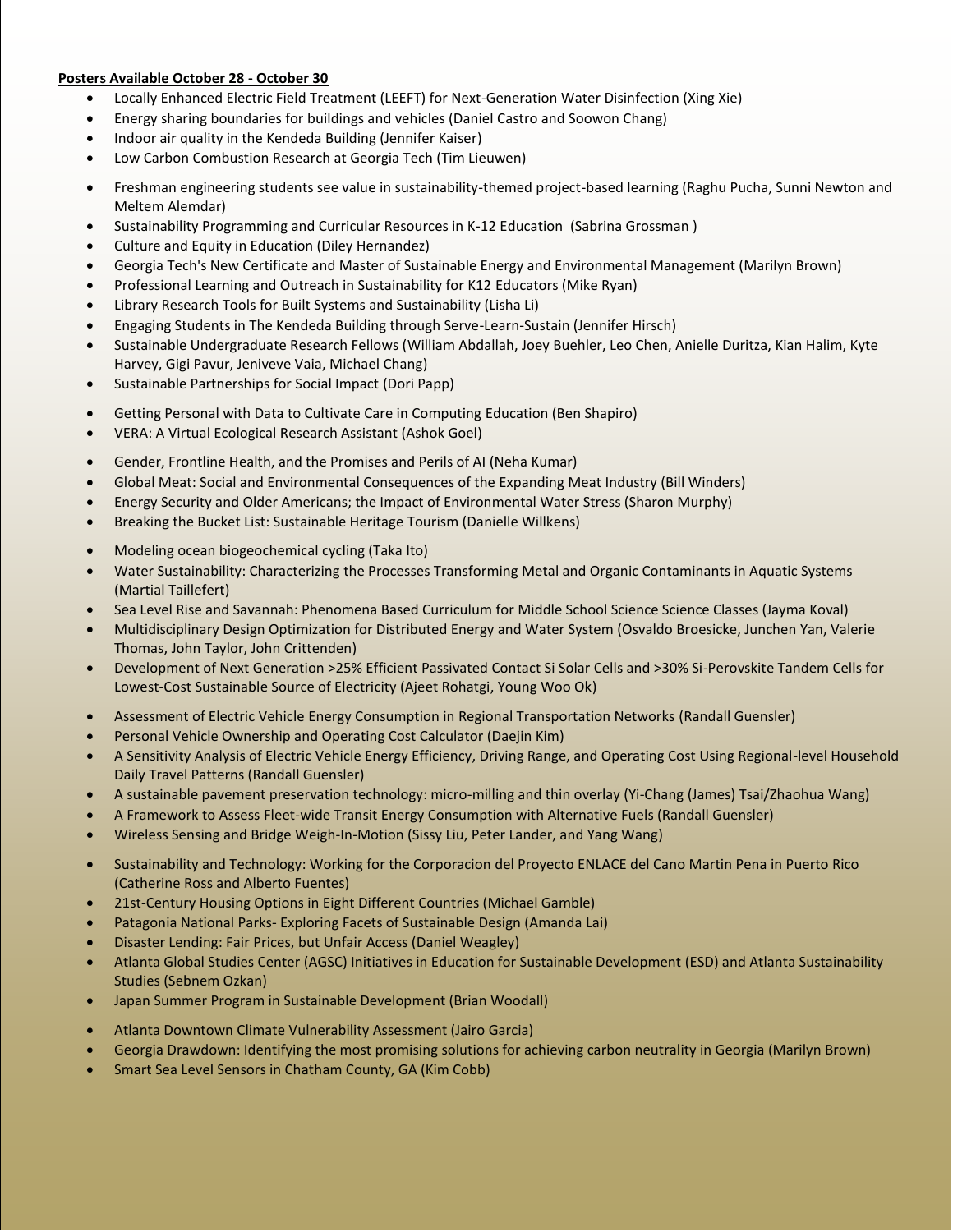**Posters Available October 28 - October 30**

- Locally Enhanced Electric Field Treatment (LEEFT) for Next-Generation Water Disinfection (Xing Xie)
- Energy sharing boundaries for buildings and vehicles (Daniel Castro and Soowon Chang)
- Indoor air quality in the Kendeda Building (Jennifer Kaiser)
- Low Carbon Combustion Research at Georgia Tech (Tim Lieuwen)

- Freshman engineering students see value in sustainability-themed project-based learning (Raghu Pucha, Sunni Newton and Meltem Alemdar)
- Sustainability Programming and Curricular Resources in K-12 Education (Sabrina Grossman )
- Culture and Equity in Education (Diley Hernandez)
- Georgia Tech's New Certificate and Master of Sustainable Energy and Environmental Management (Marilyn Brown)
- Professional Learning and Outreach in Sustainability for K12 Educators (Mike Ryan)
- Library Research Tools for Built Systems and Sustainability (Lisha Li)
- Engaging Students in The Kendeda Building through Serve-Learn-Sustain (Jennifer Hirsch)
- Sustainable Undergraduate Research Fellows (William Abdallah, Joey Buehler, Leo Chen, Anielle Duritza, Kian Halim, Kyte Harvey, Gigi Pavur, Jeniveve Vaia, Michael Chang)
- Sustainable Partnerships for Social Impact (Dori Papp)

- Getting Personal with Data to Cultivate Care in Computing Education (Ben Shapiro)
- VERA: A Virtual Ecological Research Assistant (Ashok Goel)

- Gender, Frontline Health, and the Promises and Perils of AI (Neha Kumar)
- Global Meat: Social and Environmental Consequences of the Expanding Meat Industry (Bill Winders)
- Energy Security and Older Americans; the Impact of Environmental Water Stress (Sharon Murphy)
- Breaking the Bucket List: Sustainable Heritage Tourism (Danielle Willkens)

- Modeling ocean biogeochemical cycling (Taka Ito)
- Water Sustainability: Characterizing the Processes Transforming Metal and Organic Contaminants in Aquatic Systems (Martial Taillefert)
- Sea Level Rise and Savannah: Phenomena Based Curriculum for Middle School Science Science Classes (Jayma Koval)
- Multidisciplinary Design Optimization for Distributed Energy and Water System (Osvaldo Broesicke, Junchen Yan, Valerie Thomas, John Taylor, John Crittenden)
- Development of Next Generation >25% Efficient Passivated Contact Si Solar Cells and >30% Si-Perovskite Tandem Cells for Lowest-Cost Sustainable Source of Electricity (Ajeet Rohatgi, Young Woo Ok)

- Assessment of Electric Vehicle Energy Consumption in Regional Transportation Networks (Randall Guensler)
- Personal Vehicle Ownership and Operating Cost Calculator (Daejin Kim)
- A Sensitivity Analysis of Electric Vehicle Energy Efficiency, Driving Range, and Operating Cost Using Regional-level Household Daily Travel Patterns (Randall Guensler)
- A sustainable pavement preservation technology: micro-milling and thin overlay (Yi-Chang (James) Tsai/Zhaohua Wang)
- A Framework to Assess Fleet-wide Transit Energy Consumption with Alternative Fuels (Randall Guensler)
- Wireless Sensing and Bridge Weigh-In-Motion (Sissy Liu, Peter Lander, and Yang Wang)

- Sustainability and Technology: Working for the Corporacion del Proyecto ENLACE del Cano Martin Pena in Puerto Rico (Catherine Ross and Alberto Fuentes)
- 21st-Century Housing Options in Eight Different Countries (Michael Gamble)
- Patagonia National Parks- Exploring Facets of Sustainable Design (Amanda Lai)
- Disaster Lending: Fair Prices, but Unfair Access (Daniel Weagley)
- Atlanta Global Studies Center (AGSC) Initiatives in Education for Sustainable Development (ESD) and Atlanta Sustainability Studies (Sebnem Ozkan)
- Japan Summer Program in Sustainable Development (Brian Woodall)

- Atlanta Downtown Climate Vulnerability Assessment (Jairo Garcia)
- Georgia Drawdown: Identifying the most promising solutions for achieving carbon neutrality in Georgia (Marilyn Brown)
- Smart Sea Level Sensors in Chatham County, GA (Kim Cobb)